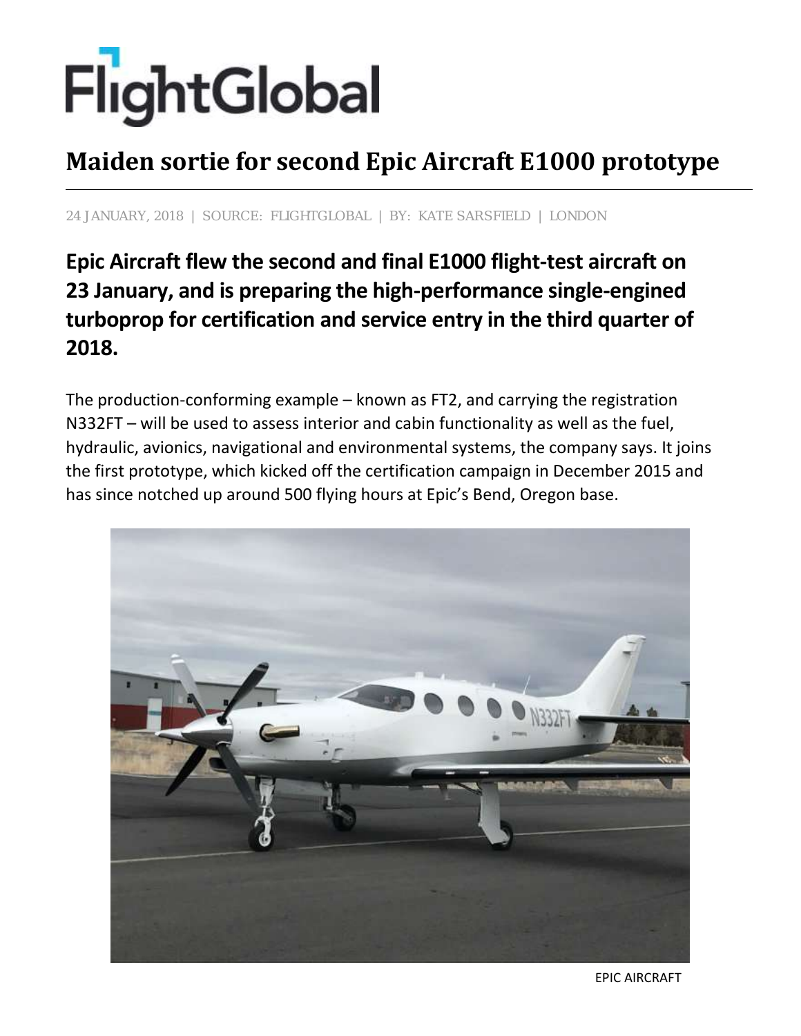# FlightGlobal

## Maiden sortie for second Epic Aircraft E1000 prototype

24 JANUARY, 2018 | SOURCE: FLIGHTGLOBAL | BY: KATE SARSFIELD | LONDON

**Epic Aircraft flew the second and final E1000 flight-test aircraft on 23 January, and is preparing the high-performance single-engined turboprop for certification and service entry in the third quarter of 2018.**

The production-conforming example – known as FT2, and carrying the registration N332FT – will be used to assess interior and cabin functionality as well as the fuel, hydraulic, avionics, navigational and environmental systems, the company says. It joins the first prototype, which kicked off the certification campaign in December 2015 and has since notched up around 500 flying hours at Epic's Bend, Oregon base.

EPIC AIRCRAFT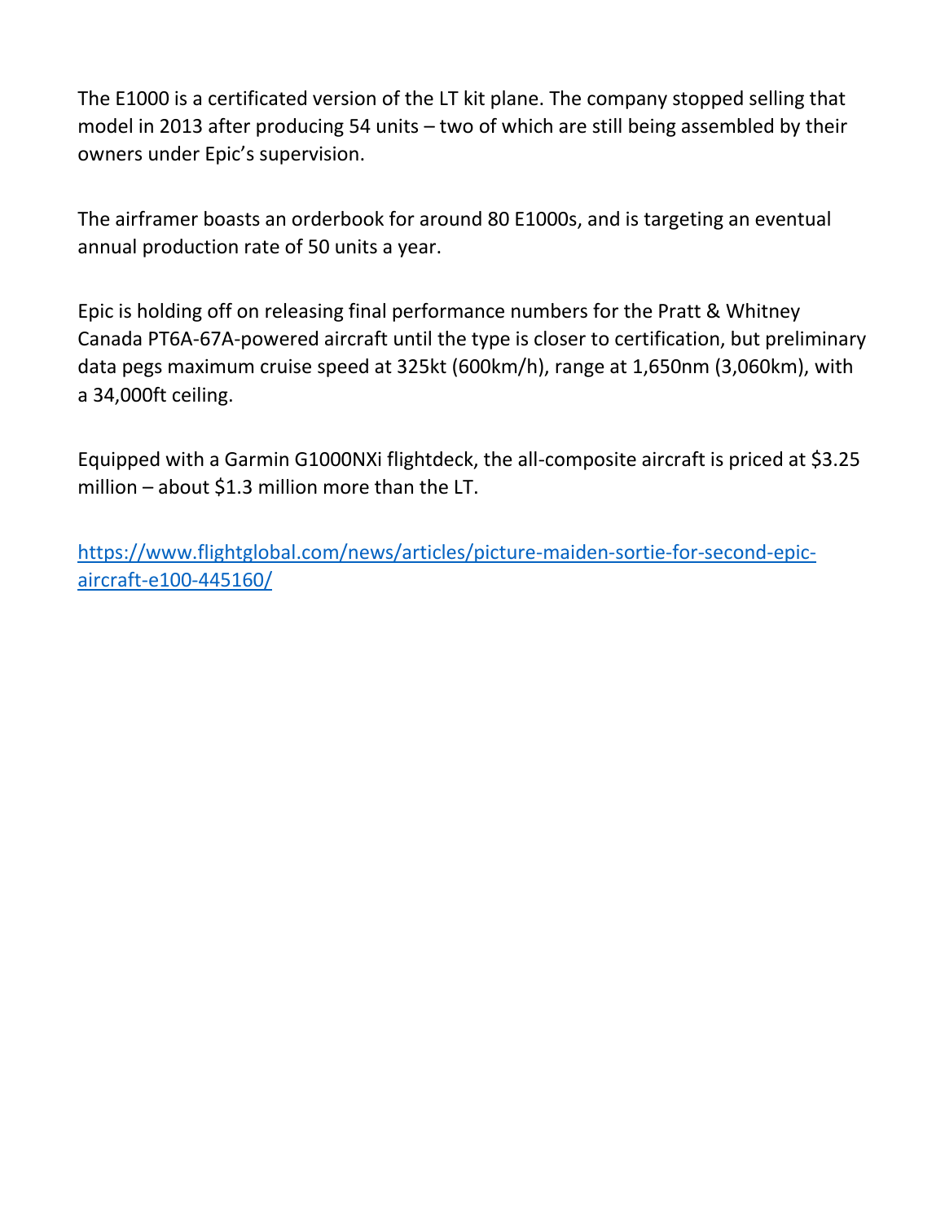The E1000 is a certificated version of the LT kit plane. The company stopped selling that model in 2013 after producing 54 units – two of which are still being assembled by their owners under Epic's supervision.

The airframer boasts an orderbook for around 80 E1000s, and is targeting an eventual annual production rate of 50 units a year.

Epic is holding off on releasing final performance numbers for the Pratt & Whitney Canada PT6A-67A-powered aircraft until the type is closer to certification, but preliminary data pegs maximum cruise speed at 325kt (600km/h), range at 1,650nm (3,060km), with a 34,000ft ceiling.

Equipped with a Garmin G1000NXi flightdeck, the all-composite aircraft is priced at $3.25 million – about $1.3 million more than the LT.

[https://www.flightglobal.com/news/articles/picture-maiden-sortie-for-second-epic-aircraft-e100-445160/](https://www.flightglobal.com/news/articles/picture-maiden-sortie-for-second-epic-aircraft-e100-445160/)